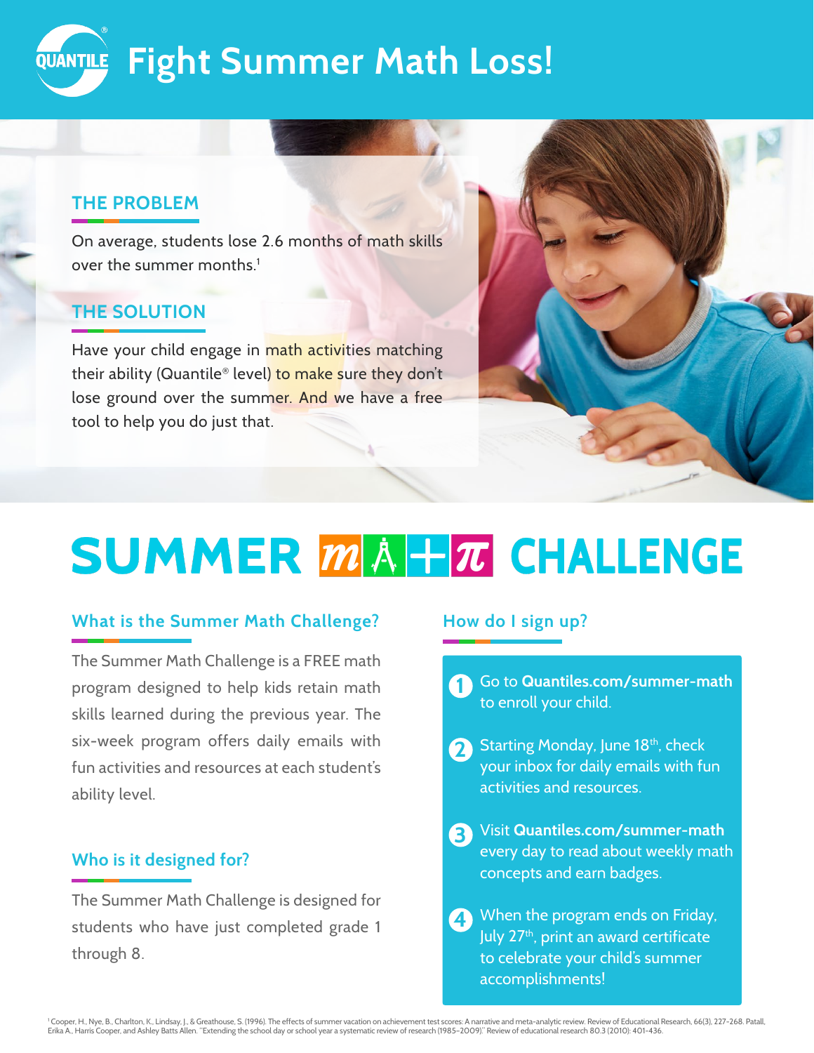# Fight Summer Math Loss!

## THE PROBLEM

On average, students lose 2.6 months of math skills over the summer months.[1]

## THE SOLUTION

Have your child engage in math activities matching their ability (Quantile® level) to make sure they don't lose ground over the summer. And we have a free tool to help you do just that.

# SUMMER MATH CHALLENGE

### What is the Summer Math Challenge?

The Summer Math Challenge is a FREE math program designed to help kids retain math skills learned during the previous year. The six-week program offers daily emails with fun activities and resources at each student's ability level.

### Who is it designed for?

The Summer Math Challenge is designed for students who have just completed grade 1 through 8.

### How do I sign up?

1. Go to **Quantiles.com/summer-math** to enroll your child.
2. Starting Monday, June 18th, check your inbox for daily emails with fun activities and resources.
3. Visit **Quantiles.com/summer-math** every day to read about weekly math concepts and earn badges.
4. When the program ends on Friday, July 27th, print an award certificate to celebrate your child's summer accomplishments!

[1] Cooper, H., Nye, B., Charlton, K., Lindsay, J., & Greathouse, S. (1996). The effects of summer vacation on achievement test scores: A narrative and meta-analytic review. Review of Educational Research, 66(3), 227-268. Patall, Erika A., Harris Cooper, and Ashley Batts Allen. "Extending the school day or school year a systematic review of research (1985–2009)." Review of educational research 80.3 (2010): 401-436.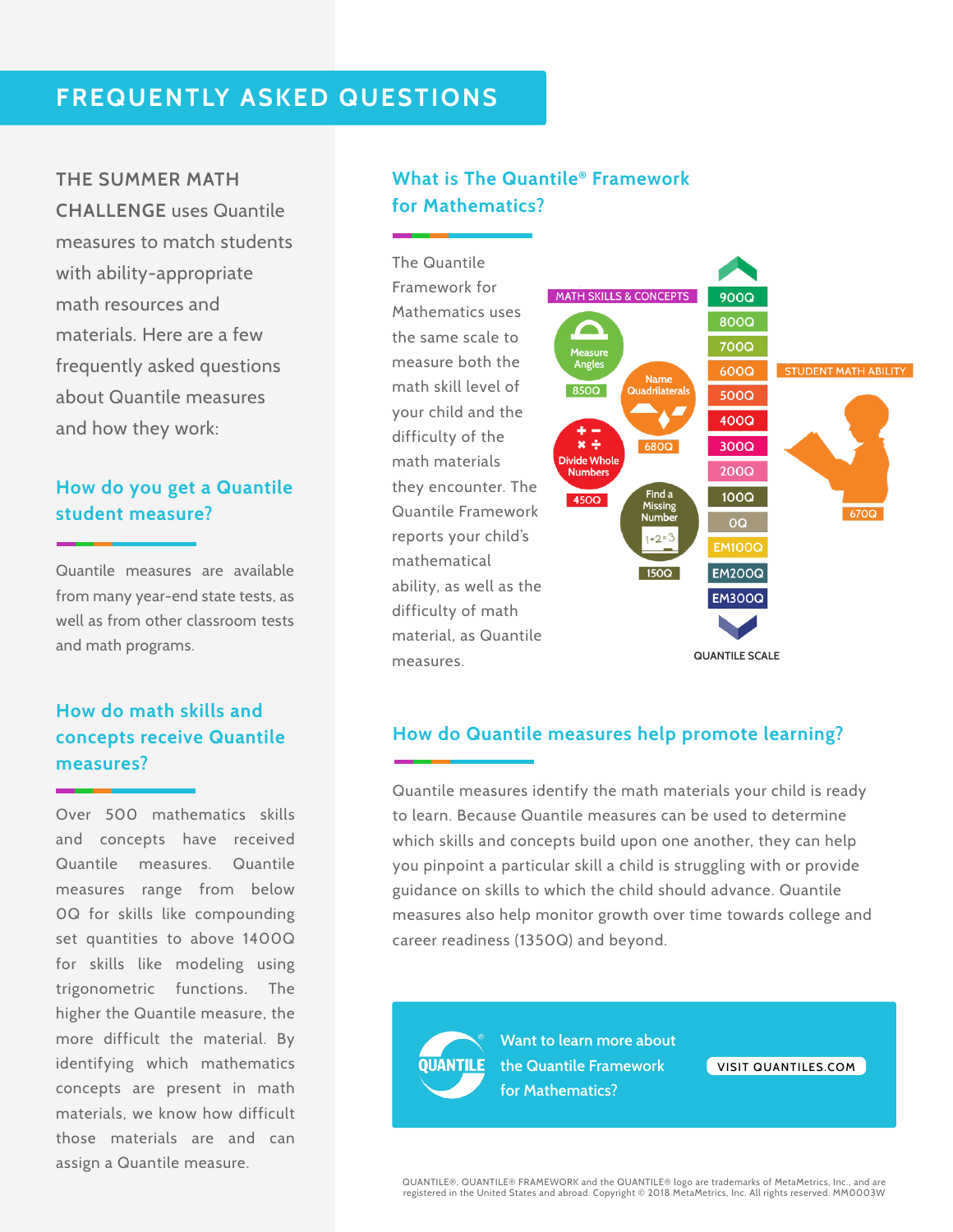# FREQUENTLY ASKED QUESTIONS

**THE SUMMER MATH CHALLENGE** uses Quantile measures to match students with ability-appropriate math resources and materials. Here are a few frequently asked questions about Quantile measures and how they work:

## How do you get a Quantile student measure?

Quantile measures are available from many year-end state tests, as well as from other classroom tests and math programs.

## How do math skills and concepts receive Quantile measures?

Over 500 mathematics skills and concepts have received Quantile measures. Quantile measures range from below 0Q for skills like compounding set quantities to above 1400Q for skills like modeling using trigonometric functions. The higher the Quantile measure, the more difficult the material. By identifying which mathematics concepts are present in math materials, we know how difficult those materials are and can assign a Quantile measure.

## What is The Quantile® Framework for Mathematics?

The Quantile Framework for Mathematics uses the same scale to measure both the math skill level of your child and the difficulty of the math materials they encounter. The Quantile Framework reports your child's mathematical ability, as well as the difficulty of math material, as Quantile measures.

MATH SKILLS & CONCEPTS

Measure Angles 850Q

Name Quadrilaterals 680Q

Divide Whole Numbers 450Q

Find a Missing Number 150Q

900Q
800Q
700Q
600Q
500Q
400Q
300Q
200Q
100Q
0Q
EM100Q
EM200Q
EM300Q

QUANTILE SCALE

STUDENT MATH ABILITY

670Q

## How do Quantile measures help promote learning?

Quantile measures identify the math materials your child is ready to learn. Because Quantile measures can be used to determine which skills and concepts build upon one another, they can help you pinpoint a particular skill a child is struggling with or provide guidance on skills to which the child should advance. Quantile measures also help monitor growth over time towards college and career readiness (1350Q) and beyond.

Want to learn more about the Quantile Framework for Mathematics?

VISIT QUANTILES.COM

QUANTILE®, QUANTILE® FRAMEWORK and the QUANTILE® logo are trademarks of MetaMetrics, Inc., and are registered in the United States and abroad. Copyright © 2018 MetaMetrics, Inc. All rights reserved. MM0003W